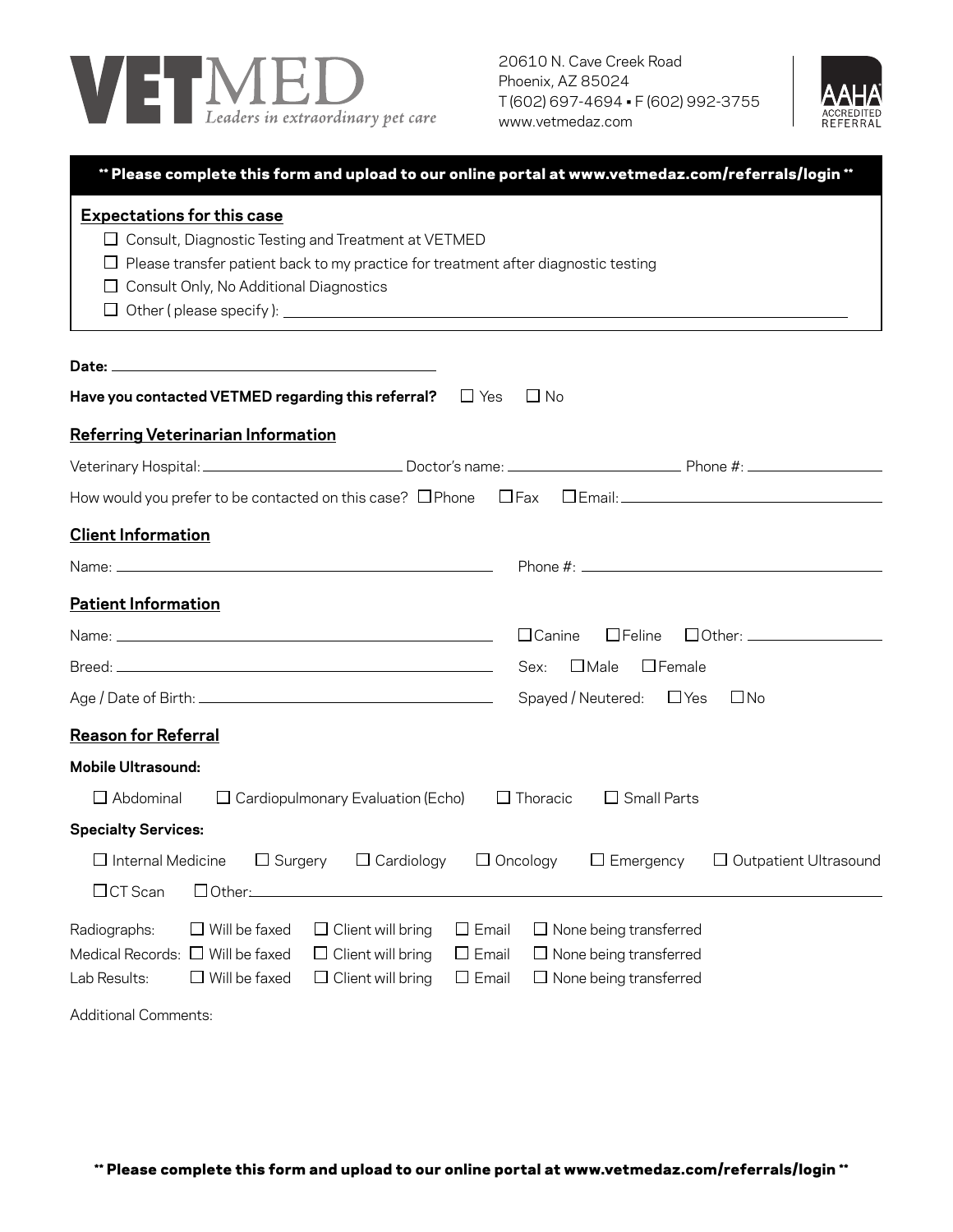# VETMED
*Leaders in extraordinary pet care*

20610 N. Cave Creek Road
Phoenix, AZ 85024
T (602) 697-4694 • F (602) 992-3755
www.vetmedaz.com

AAHA ACCREDITED REFERRAL

**\*\* Please complete this form and upload to our online portal at www.vetmedaz.com/referrals/login \*\***

## Expectations for this case

- ☐ Consult, Diagnostic Testing and Treatment at VETMED
- ☐ Please transfer patient back to my practice for treatment after diagnostic testing
- ☐ Consult Only, No Additional Diagnostics
- ☐ Other ( please specify ): \_\_\_\_\_\_\_\_\_\_\_\_\_\_\_\_\_\_\_\_\_\_\_\_\_\_\_\_\_\_

**Date:** \_\_\_\_\_\_\_\_\_\_\_\_\_\_\_\_\_\_\_\_\_\_\_\_\_\_\_\_\_\_

**Have you contacted VETMED regarding this referral?** ☐ Yes ☐ No

## Referring Veterinarian Information

Veterinary Hospital: \_\_\_\_\_\_\_\_\_\_\_\_\_\_\_\_\_\_\_\_ Doctor's name: \_\_\_\_\_\_\_\_\_\_\_\_\_\_\_\_\_\_\_\_ Phone #: \_\_\_\_\_\_\_\_\_\_\_\_\_\_\_\_\_\_\_\_

How would you prefer to be contacted on this case? ☐ Phone ☐ Fax ☐ Email: \_\_\_\_\_\_\_\_\_\_\_\_\_\_\_\_\_\_\_\_

## Client Information

Name: \_\_\_\_\_\_\_\_\_\_\_\_\_\_\_\_\_\_\_\_\_\_\_\_\_\_\_\_\_\_ Phone #: \_\_\_\_\_\_\_\_\_\_\_\_\_\_\_\_\_\_\_\_

## Patient Information

Name: \_\_\_\_\_\_\_\_\_\_\_\_\_\_\_\_\_\_\_\_\_\_\_\_\_\_\_\_\_\_ ☐ Canine ☐ Feline ☐ Other: \_\_\_\_\_\_\_\_\_\_\_\_\_\_\_\_\_\_\_\_

Breed: \_\_\_\_\_\_\_\_\_\_\_\_\_\_\_\_\_\_\_\_\_\_\_\_\_\_\_\_\_\_ Sex: ☐ Male ☐ Female

Age / Date of Birth: \_\_\_\_\_\_\_\_\_\_\_\_\_\_\_\_\_\_\_\_\_\_\_\_\_\_\_\_\_\_ Spayed / Neutered: ☐ Yes ☐ No

## Reason for Referral

**Mobile Ultrasound:**

☐ Abdominal ☐ Cardiopulmonary Evaluation (Echo) ☐ Thoracic ☐ Small Parts

**Specialty Services:**

☐ Internal Medicine ☐ Surgery ☐ Cardiology ☐ Oncology ☐ Emergency ☐ Outpatient Ultrasound

☐ CT Scan ☐ Other: \_\_\_\_\_\_\_\_\_\_\_\_\_\_\_\_\_\_\_\_\_\_\_\_\_\_\_\_\_\_

| | | | | |
|---|---|---|---|---|
| Radiographs: | ☐ Will be faxed | ☐ Client will bring | ☐ Email | ☐ None being transferred |
| Medical Records: | ☐ Will be faxed | ☐ Client will bring | ☐ Email | ☐ None being transferred |
| Lab Results: | ☐ Will be faxed | ☐ Client will bring | ☐ Email | ☐ None being transferred |

Additional Comments:

**\*\* Please complete this form and upload to our online portal at www.vetmedaz.com/referrals/login \*\***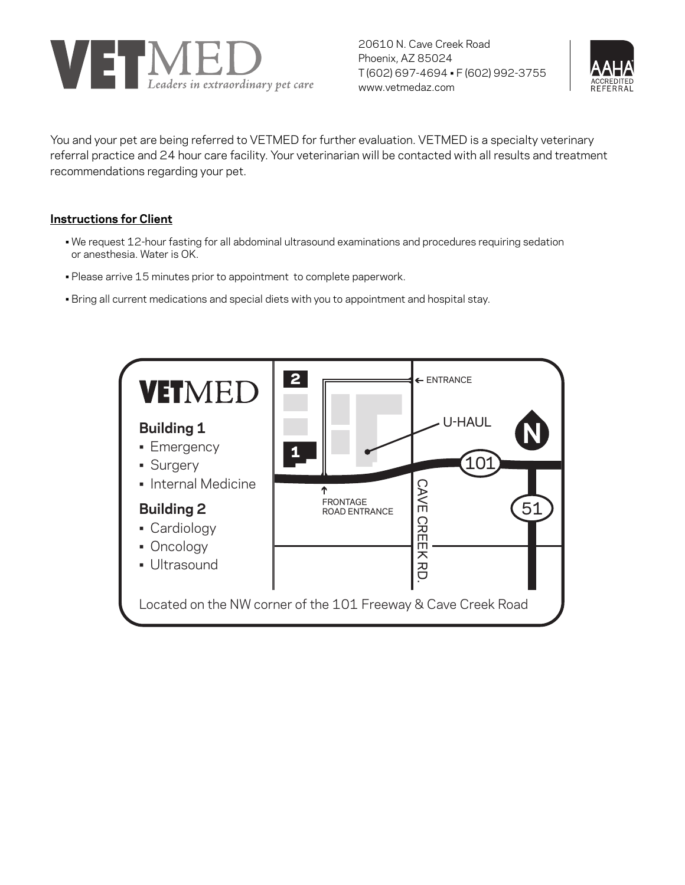VETMED *Leaders in extraordinary pet care*

20610 N. Cave Creek Road
Phoenix, AZ 85024
T (602) 697-4694 ▪ F (602) 992-3755
www.vetmedaz.com

AAHA ACCREDITED REFERRAL

You and your pet are being referred to VETMED for further evaluation. VETMED is a specialty veterinary referral practice and 24 hour care facility. Your veterinarian will be contacted with all results and treatment recommendations regarding your pet.

**Instructions for Client**

- We request 12-hour fasting for all abdominal ultrasound examinations and procedures requiring sedation or anesthesia. Water is OK.
- Please arrive 15 minutes prior to appointment to complete paperwork.
- Bring all current medications and special diets with you to appointment and hospital stay.

VETMED

**Building 1**
- Emergency
- Surgery
- Internal Medicine

**Building 2**
- Cardiology
- Oncology
- Ultrasound

2
1
← ENTRANCE
U-HAUL
N
101
51
FRONTAGE ROAD ENTRANCE
CAVE CREEK RD.

Located on the NW corner of the 101 Freeway & Cave Creek Road